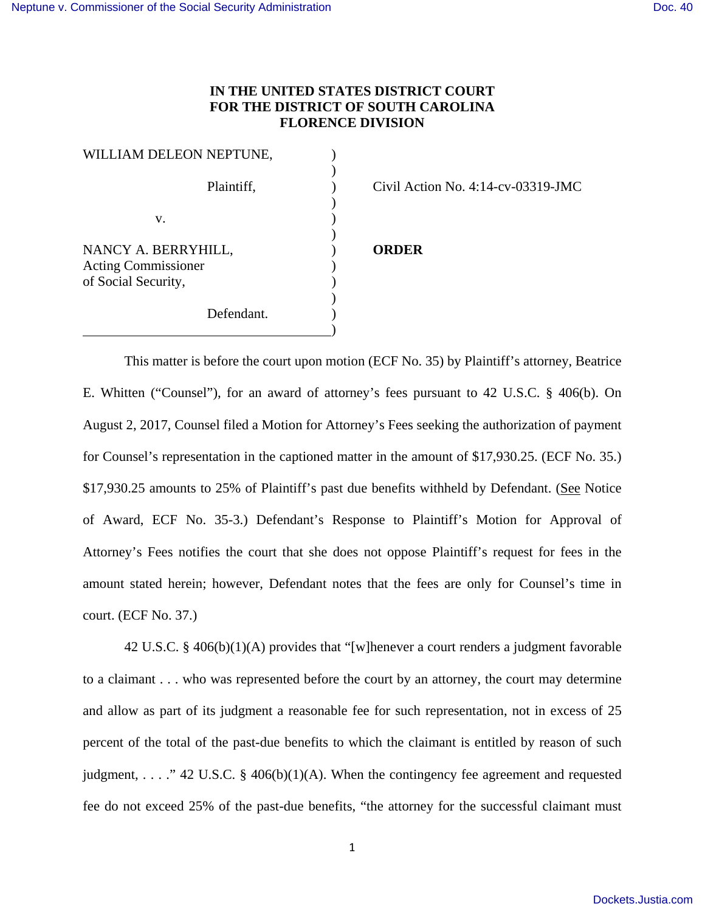**IN THE UNITED STATES DISTRICT COURT**
**FOR THE DISTRICT OF SOUTH CAROLINA**
**FLORENCE DIVISION**

| | | |
|---|---|---|
| WILLIAM DELEON NEPTUNE, | ) | |
| Plaintiff, | ) | Civil Action No. 4:14-cv-03319-JMC |
| v. | ) | |
| NANCY A. BERRYHILL, Acting Commissioner of Social Security, | ) | **ORDER** |
| Defendant. | ) | |

This matter is before the court upon motion (ECF No. 35) by Plaintiff's attorney, Beatrice E. Whitten ("Counsel"), for an award of attorney's fees pursuant to 42 U.S.C. § 406(b). On August 2, 2017, Counsel filed a Motion for Attorney's Fees seeking the authorization of payment for Counsel's representation in the captioned matter in the amount of $17,930.25. (ECF No. 35.) $17,930.25 amounts to 25% of Plaintiff's past due benefits withheld by Defendant. (See Notice of Award, ECF No. 35-3.) Defendant's Response to Plaintiff's Motion for Approval of Attorney's Fees notifies the court that she does not oppose Plaintiff's request for fees in the amount stated herein; however, Defendant notes that the fees are only for Counsel's time in court. (ECF No. 37.)

42 U.S.C. § 406(b)(1)(A) provides that "[w]henever a court renders a judgment favorable to a claimant . . . who was represented before the court by an attorney, the court may determine and allow as part of its judgment a reasonable fee for such representation, not in excess of 25 percent of the total of the past-due benefits to which the claimant is entitled by reason of such judgment, . . . ." 42 U.S.C. § 406(b)(1)(A). When the contingency fee agreement and requested fee do not exceed 25% of the past-due benefits, "the attorney for the successful claimant must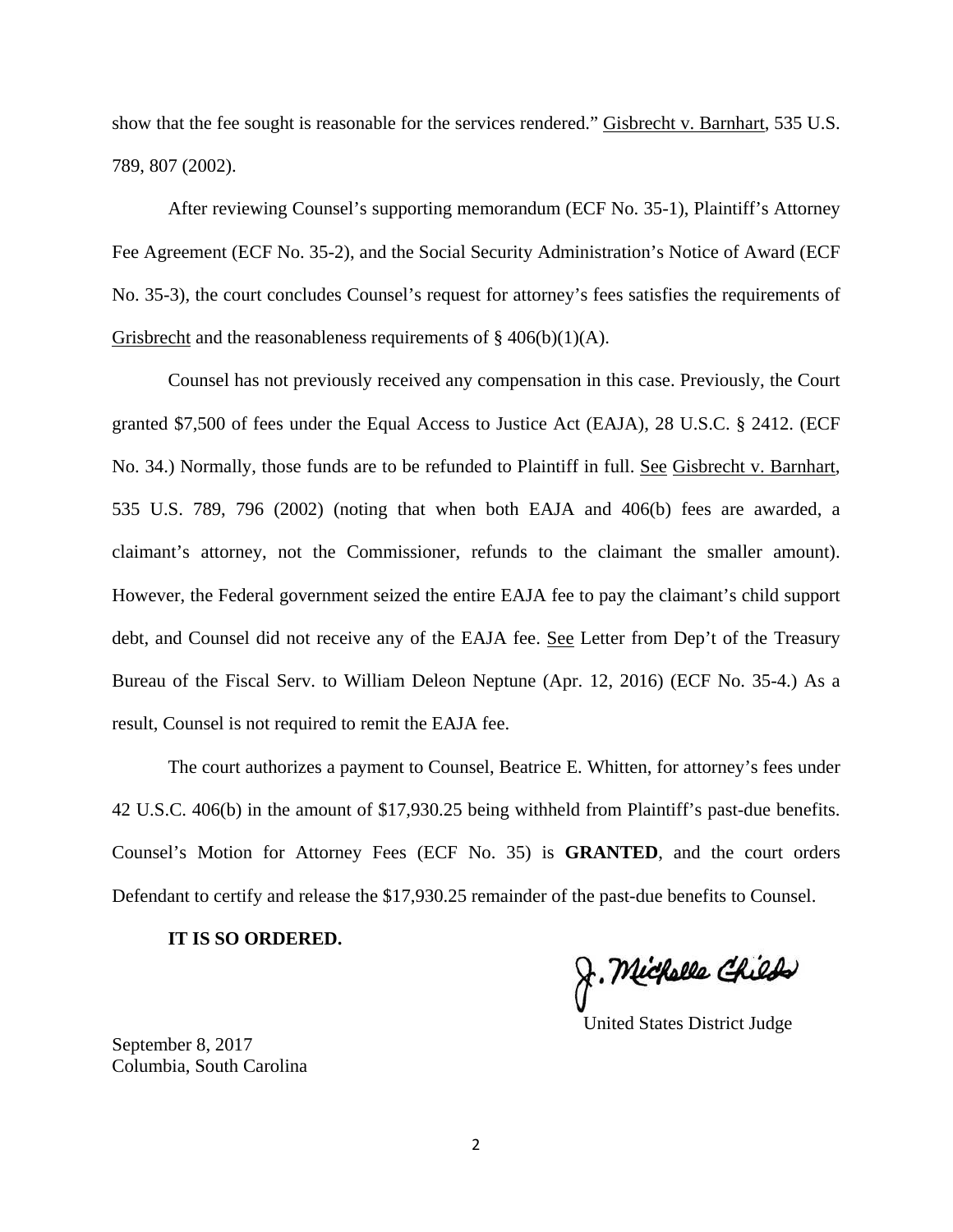show that the fee sought is reasonable for the services rendered." Gisbrecht v. Barnhart, 535 U.S. 789, 807 (2002).

After reviewing Counsel's supporting memorandum (ECF No. 35-1), Plaintiff's Attorney Fee Agreement (ECF No. 35-2), and the Social Security Administration's Notice of Award (ECF No. 35-3), the court concludes Counsel's request for attorney's fees satisfies the requirements of Grisbrecht and the reasonableness requirements of § 406(b)(1)(A).

Counsel has not previously received any compensation in this case. Previously, the Court granted $7,500 of fees under the Equal Access to Justice Act (EAJA), 28 U.S.C. § 2412. (ECF No. 34.) Normally, those funds are to be refunded to Plaintiff in full. See Gisbrecht v. Barnhart, 535 U.S. 789, 796 (2002) (noting that when both EAJA and 406(b) fees are awarded, a claimant's attorney, not the Commissioner, refunds to the claimant the smaller amount). However, the Federal government seized the entire EAJA fee to pay the claimant's child support debt, and Counsel did not receive any of the EAJA fee. See Letter from Dep't of the Treasury Bureau of the Fiscal Serv. to William Deleon Neptune (Apr. 12, 2016) (ECF No. 35-4.) As a result, Counsel is not required to remit the EAJA fee.

The court authorizes a payment to Counsel, Beatrice E. Whitten, for attorney's fees under 42 U.S.C. 406(b) in the amount of $17,930.25 being withheld from Plaintiff's past-due benefits. Counsel's Motion for Attorney Fees (ECF No. 35) is **GRANTED**, and the court orders Defendant to certify and release the $17,930.25 remainder of the past-due benefits to Counsel.

**IT IS SO ORDERED.**

J. Michelle Childs
United States District Judge

September 8, 2017
Columbia, South Carolina